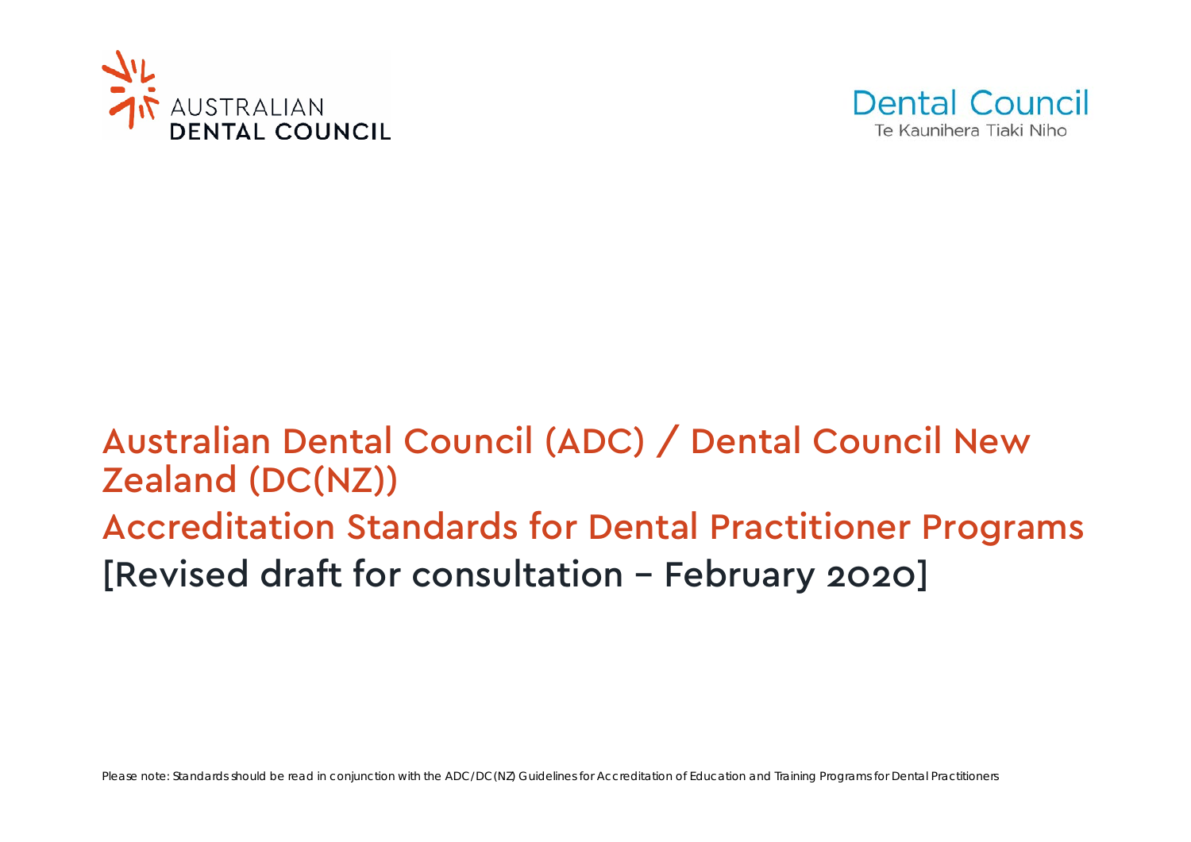AUSTRALIAN DENTAL COUNCIL

Dental Council
Te Kaunihera Tiaki Niho

# Australian Dental Council (ADC) / Dental Council New Zealand (DC(NZ))

## Accreditation Standards for Dental Practitioner Programs

## [Revised draft for consultation – February 2020]

*Please note: Standards should be read in conjunction with the ADC/DC(NZ) Guidelines for Accreditation of Education and Training Programs for Dental Practitioners*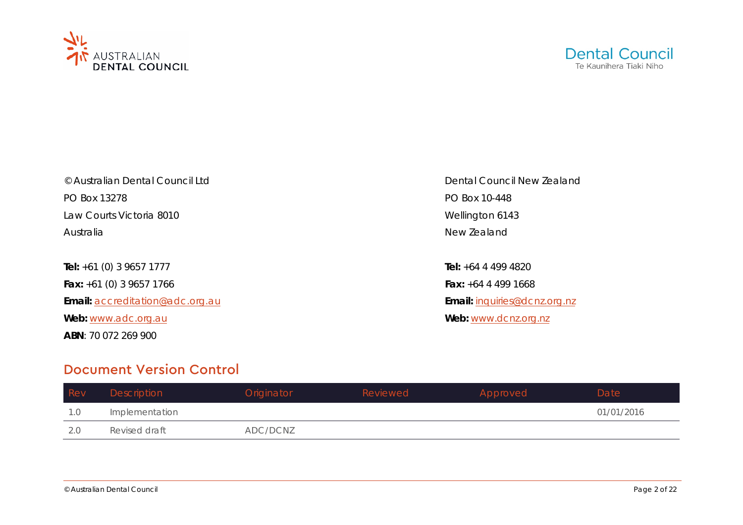AUSTRALIAN DENTAL COUNCIL

Dental Council
Te Kaunihera Tiaki Niho

© Australian Dental Council Ltd
PO Box 13278
Law Courts Victoria 8010
Australia

**Tel:** +61 (0) 3 9657 1777
**Fax:** +61 (0) 3 9657 1766
**Email:** accreditation@adc.org.au
**Web:** www.adc.org.au
**ABN**: 70 072 269 900

Dental Council New Zealand
PO Box 10-448
Wellington 6143
New Zealand

**Tel:** +64 4 499 4820
**Fax:** +64 4 499 1668
**Email:** inquiries@dcnz.org.nz
**Web:** www.dcnz.org.nz

## Document Version Control

| Rev | Description | Originator | Reviewed | Approved | Date |
|---|---|---|---|---|---|
| 1.0 | Implementation | | | | 01/01/2016 |
| 2.0 | Revised draft | ADC/DCNZ | | | |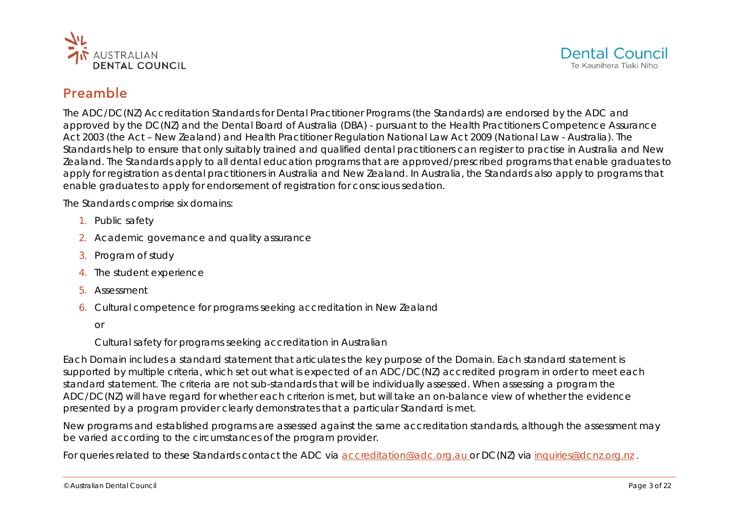## Preamble

The ADC/DC(NZ) Accreditation Standards for Dental Practitioner Programs (the Standards) are endorsed by the ADC and approved by the DC(NZ) and the Dental Board of Australia (DBA) - pursuant to the Health Practitioners Competence Assurance Act 2003 (the Act – New Zealand) and Health Practitioner Regulation National Law Act 2009 (National Law - Australia). The Standards help to ensure that only suitably trained and qualified dental practitioners can register to practise in Australia and New Zealand. The Standards apply to all dental education programs that are approved/prescribed programs that enable graduates to apply for registration as dental practitioners in Australia and New Zealand. In Australia, the Standards also apply to programs that enable graduates to apply for endorsement of registration for conscious sedation.

The Standards comprise six domains:

1. Public safety
2. Academic governance and quality assurance
3. Program of study
4. The student experience
5. Assessment
6. Cultural competence for programs seeking accreditation in New Zealand

   or

   Cultural safety for programs seeking accreditation in Australian

Each Domain includes a standard statement that articulates the key purpose of the Domain. Each standard statement is supported by multiple criteria, which set out what is expected of an ADC/DC(NZ) accredited program in order to meet each standard statement. The criteria are not sub-standards that will be individually assessed. When assessing a program the ADC/DC(NZ) will have regard for whether each criterion is met, but will take an on-balance view of whether the evidence presented by a program provider clearly demonstrates that a particular Standard is met.

New programs and established programs are assessed against the same accreditation standards, although the assessment may be varied according to the circumstances of the program provider.

For queries related to these Standards contact the ADC via [accreditation@adc.org.au](mailto:accreditation@adc.org.au) or DC(NZ) via [inquiries@dcnz.org.nz](mailto:inquiries@dcnz.org.nz).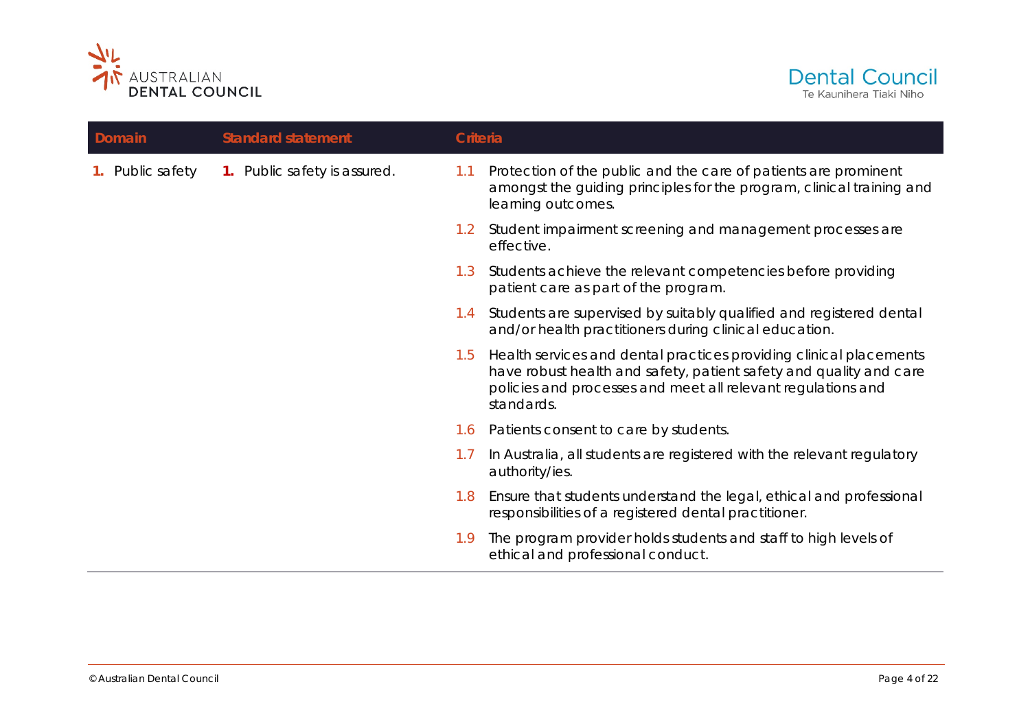| Domain | Standard statement | Criteria |
| --- | --- | --- |
| **1.** Public safety | **1.** Public safety is assured. | 1.1 Protection of the public and the care of patients are prominent amongst the guiding principles for the program, clinical training and learning outcomes. |
| | | 1.2 Student impairment screening and management processes are effective. |
| | | 1.3 Students achieve the relevant competencies before providing patient care as part of the program. |
| | | 1.4 Students are supervised by suitably qualified and registered dental and/or health practitioners during clinical education. |
| | | 1.5 Health services and dental practices providing clinical placements have robust health and safety, patient safety and quality and care policies and processes and meet all relevant regulations and standards. |
| | | 1.6 Patients consent to care by students. |
| | | 1.7 In Australia, all students are registered with the relevant regulatory authority/ies. |
| | | 1.8 Ensure that students understand the legal, ethical and professional responsibilities of a registered dental practitioner. |
| | | 1.9 The program provider holds students and staff to high levels of ethical and professional conduct. |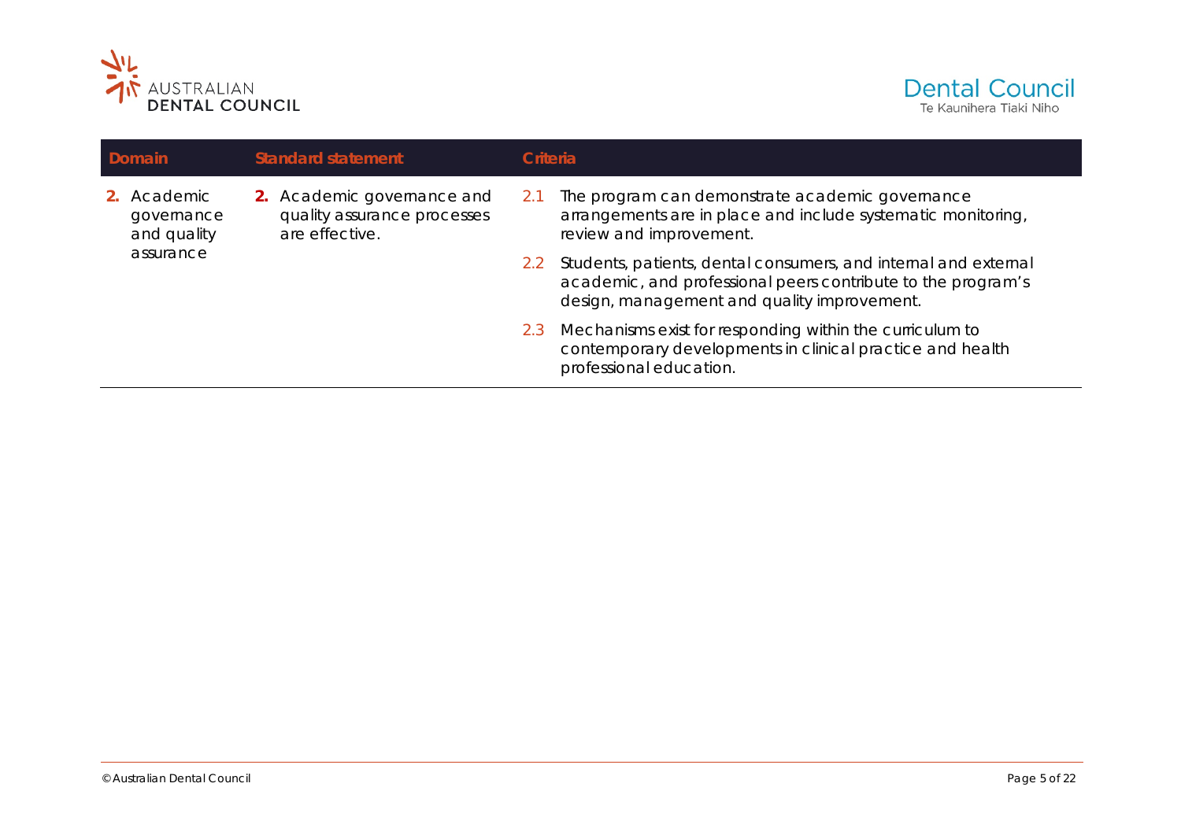| Domain | Standard statement | Criteria |
|---|---|---|
| **2.** Academic governance and quality assurance | **2.** Academic governance and quality assurance processes are effective. | 2.1 The program can demonstrate academic governance arrangements are in place and include systematic monitoring, review and improvement. |
| | | 2.2 Students, patients, dental consumers, and internal and external academic, and professional peers contribute to the program's design, management and quality improvement. |
| | | 2.3 Mechanisms exist for responding within the curriculum to contemporary developments in clinical practice and health professional education. |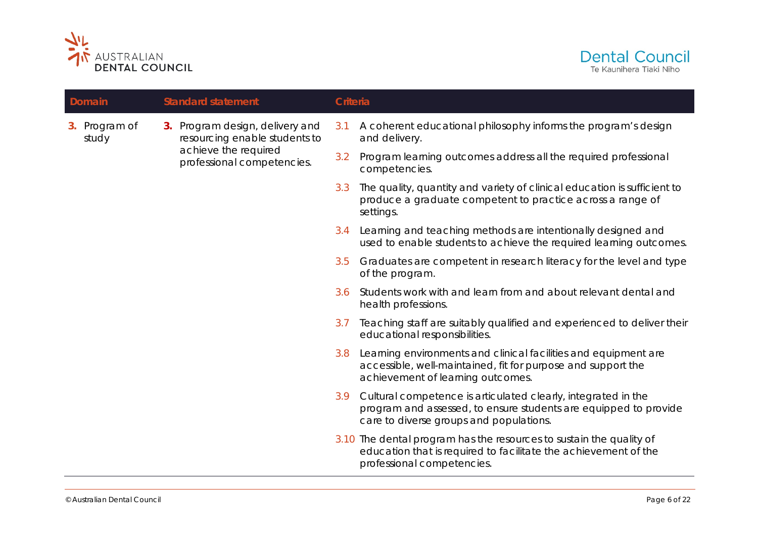| Domain | Standard statement | Criteria |
|---|---|---|
| **3.** Program of study | **3.** Program design, delivery and resourcing enable students to achieve the required professional competencies. | 3.1 A coherent educational philosophy informs the program's design and delivery. |
| | | 3.2 Program learning outcomes address all the required professional competencies. |
| | | 3.3 The quality, quantity and variety of clinical education is sufficient to produce a graduate competent to practice across a range of settings. |
| | | 3.4 Learning and teaching methods are intentionally designed and used to enable students to achieve the required learning outcomes. |
| | | 3.5 Graduates are competent in research literacy for the level and type of the program. |
| | | 3.6 Students work with and learn from and about relevant dental and health professions. |
| | | 3.7 Teaching staff are suitably qualified and experienced to deliver their educational responsibilities. |
| | | 3.8 Learning environments and clinical facilities and equipment are accessible, well-maintained, fit for purpose and support the achievement of learning outcomes. |
| | | 3.9 Cultural competence is articulated clearly, integrated in the program and assessed, to ensure students are equipped to provide care to diverse groups and populations. |
| | | 3.10 The dental program has the resources to sustain the quality of education that is required to facilitate the achievement of the professional competencies. |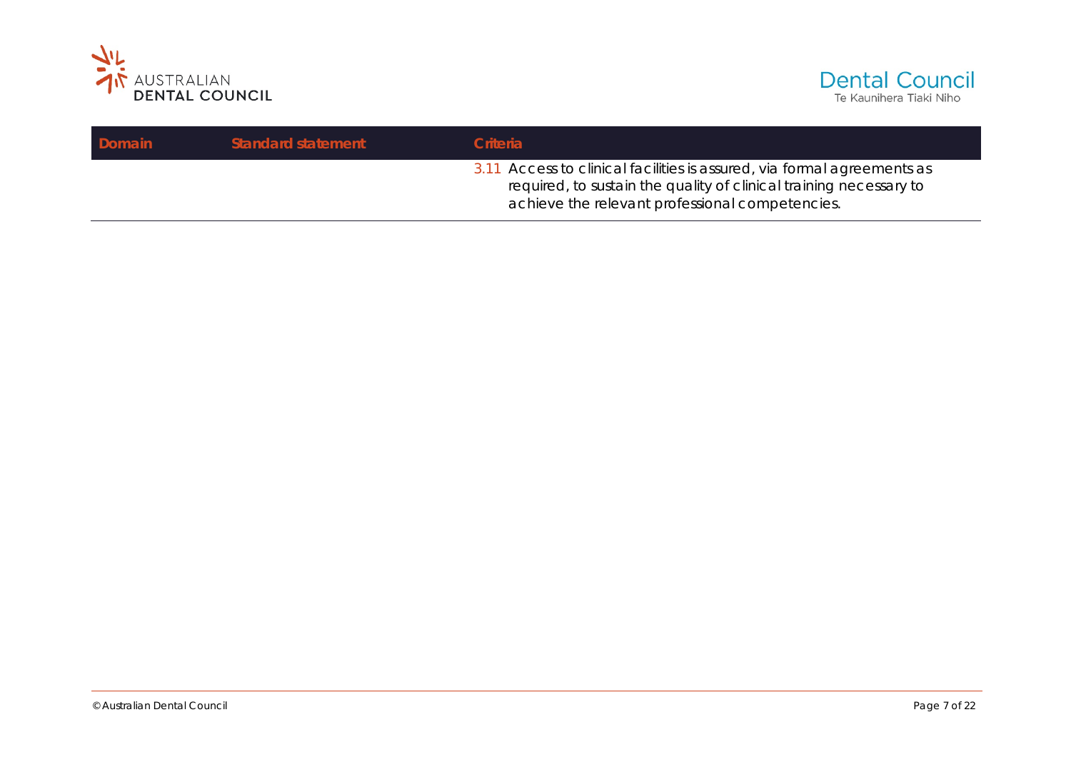| Domain | Standard statement | Criteria |
|---|---|---|
| | | 3.11 Access to clinical facilities is assured, via formal agreements as required, to sustain the quality of clinical training necessary to achieve the relevant professional competencies. |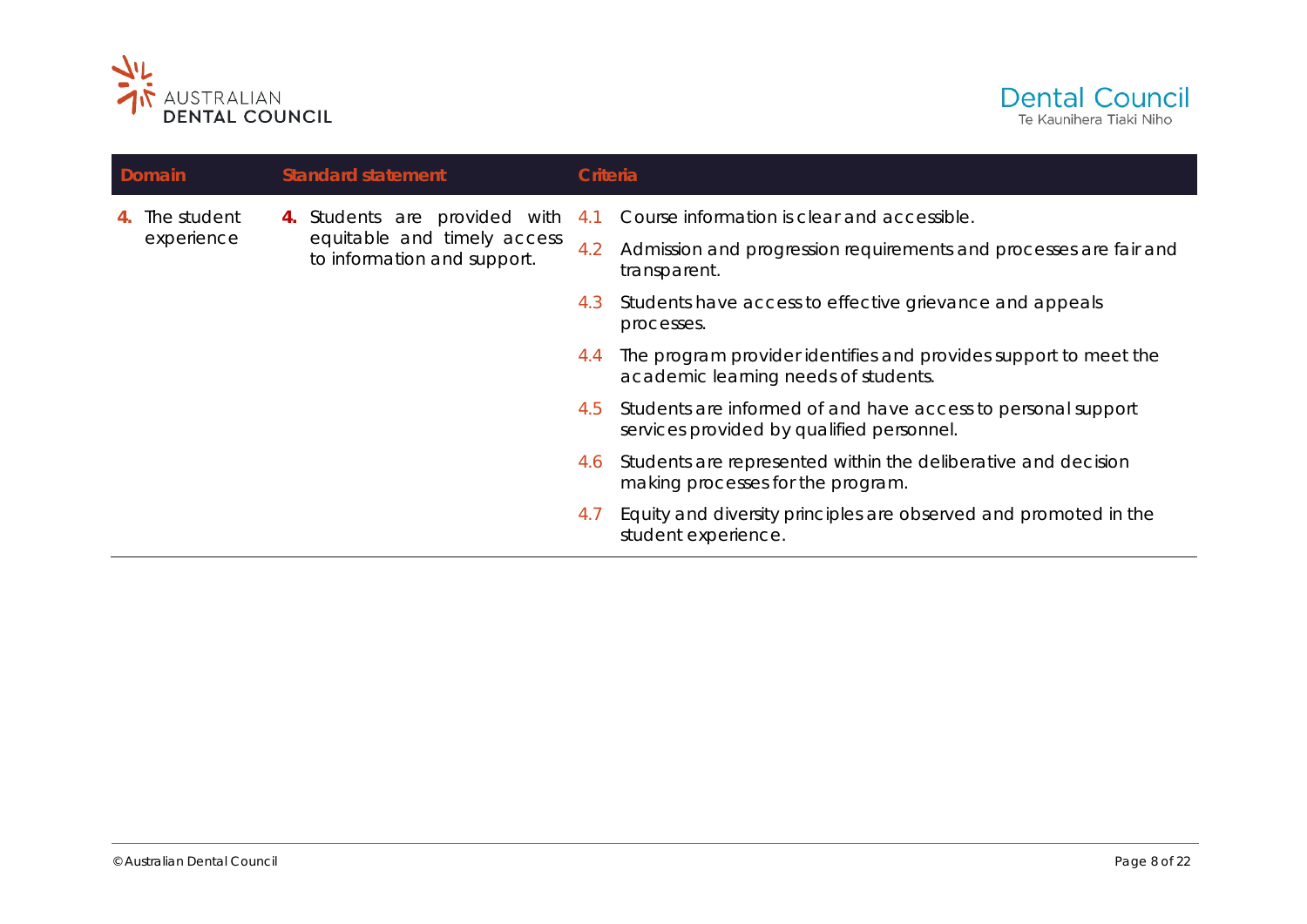| Domain | Standard statement | Criteria |
|---|---|---|
| **4.** The student experience | **4.** Students are provided with equitable and timely access to information and support. | 4.1 Course information is clear and accessible. |
| | | 4.2 Admission and progression requirements and processes are fair and transparent. |
| | | 4.3 Students have access to effective grievance and appeals processes. |
| | | 4.4 The program provider identifies and provides support to meet the academic learning needs of students. |
| | | 4.5 Students are informed of and have access to personal support services provided by qualified personnel. |
| | | 4.6 Students are represented within the deliberative and decision making processes for the program. |
| | | 4.7 Equity and diversity principles are observed and promoted in the student experience. |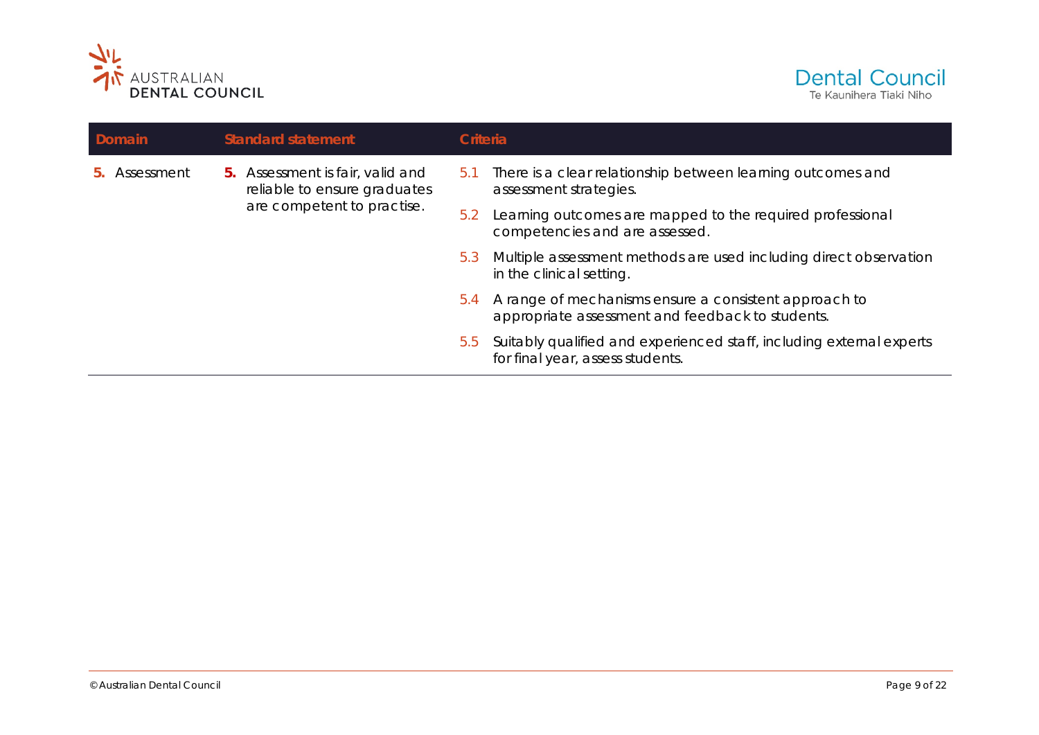| Domain | Standard statement | Criteria |
|---|---|---|
| **5.** Assessment | **5.** Assessment is fair, valid and reliable to ensure graduates are competent to practise. | 5.1 There is a clear relationship between learning outcomes and assessment strategies. |
| | | 5.2 Learning outcomes are mapped to the required professional competencies and are assessed. |
| | | 5.3 Multiple assessment methods are used including direct observation in the clinical setting. |
| | | 5.4 A range of mechanisms ensure a consistent approach to appropriate assessment and feedback to students. |
| | | 5.5 Suitably qualified and experienced staff, including external experts for final year, assess students. |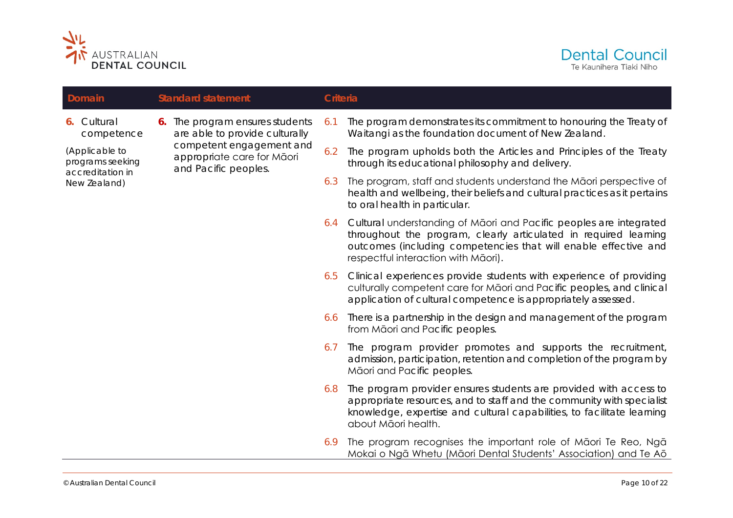| Domain | Standard statement | Criteria |
|---|---|---|
| **6.** Cultural competence<br><br>(Applicable to programs seeking accreditation in New Zealand) | **6.** The program ensures students are able to provide culturally competent engagement and appropriate care for Māori and Pacific peoples. | 6.1 The program demonstrates its commitment to honouring the Treaty of Waitangi as the foundation document of New Zealand. |
| | | 6.2 The program upholds both the Articles and Principles of the Treaty through its educational philosophy and delivery. |
| | | 6.3 The program, staff and students understand the Māori perspective of health and wellbeing, their beliefs and cultural practices as it pertains to oral health in particular. |
| | | 6.4 Cultural understanding of Māori and Pacific peoples are integrated throughout the program, clearly articulated in required learning outcomes (including competencies that will enable effective and respectful interaction with Māori). |
| | | 6.5 Clinical experiences provide students with experience of providing culturally competent care for Māori and Pacific peoples, and clinical application of cultural competence is appropriately assessed. |
| | | 6.6 There is a partnership in the design and management of the program from Māori and Pacific peoples. |
| | | 6.7 The program provider promotes and supports the recruitment, admission, participation, retention and completion of the program by Māori and Pacific peoples. |
| | | 6.8 The program provider ensures students are provided with access to appropriate resources, and to staff and the community with specialist knowledge, expertise and cultural capabilities, to facilitate learning about Māori health. |
| | | 6.9 The program recognises the important role of Māori Te Reo, Ngā Mokai o Ngā Whetu (Māori Dental Students' Association) and Te Aō |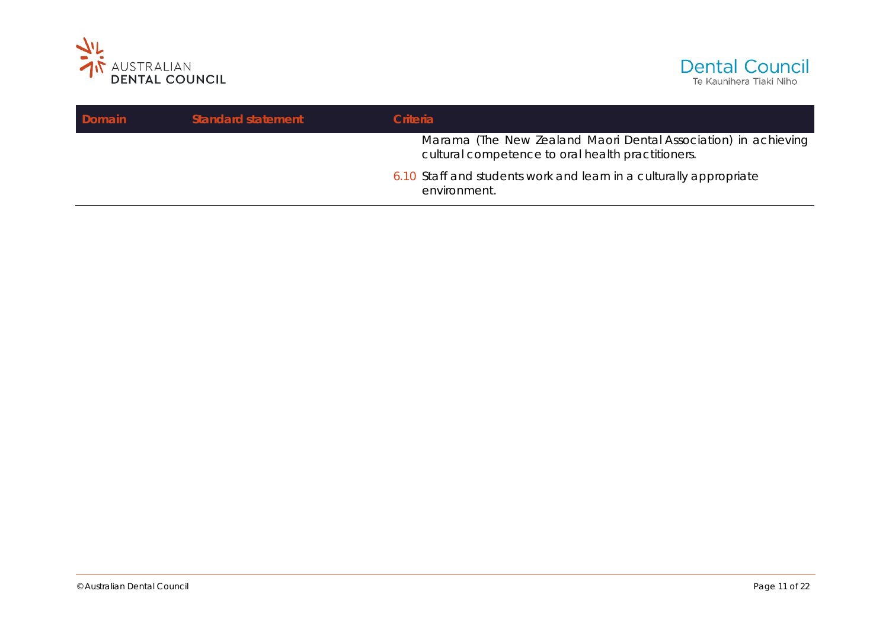| Domain | Standard statement | Criteria |
|---|---|---|
| | | Marama (The New Zealand Maori Dental Association) in achieving cultural competence to oral health practitioners. |
| | | 6.10 Staff and students work and learn in a culturally appropriate environment. |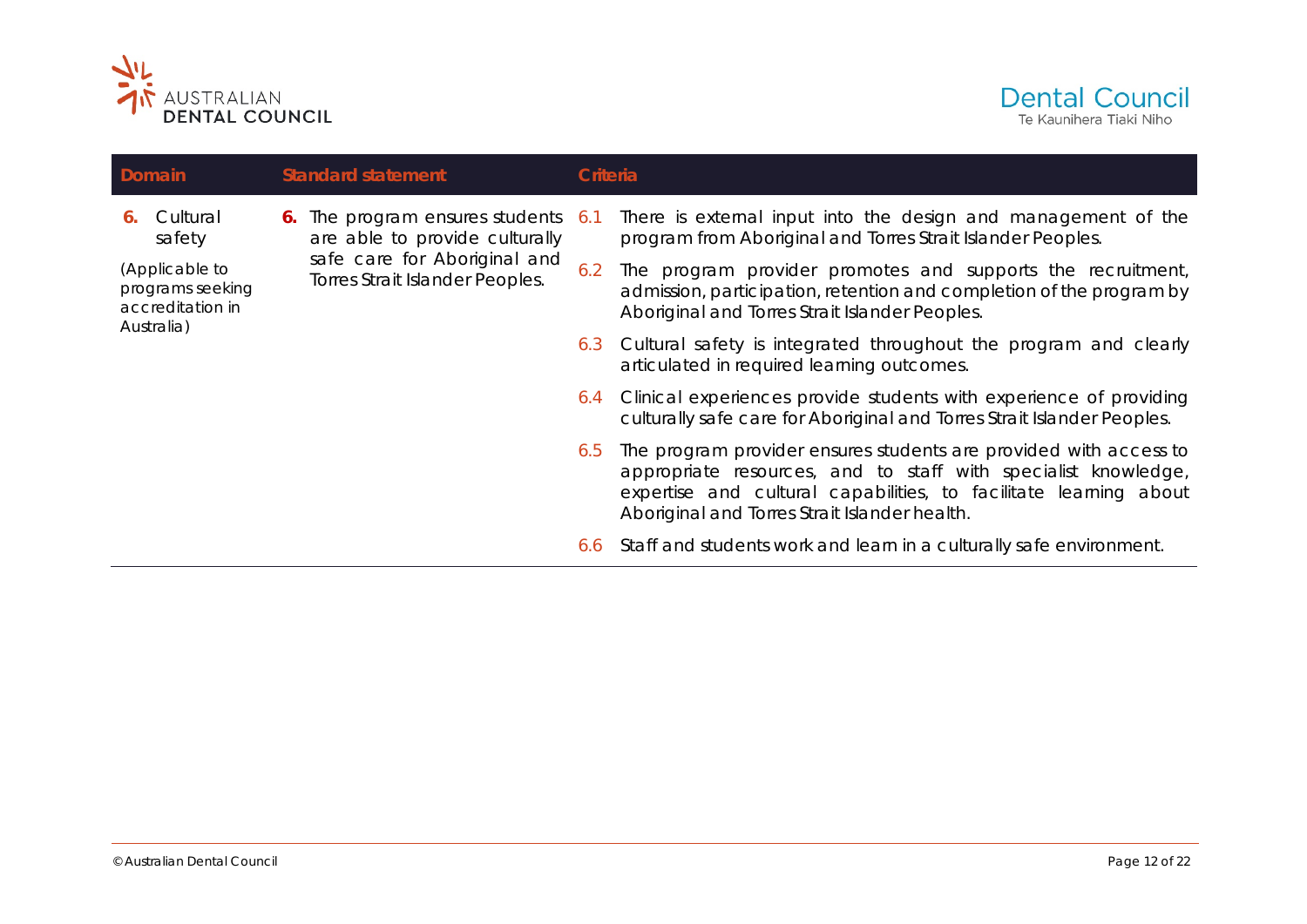| Domain | Standard statement | Criteria |
|---|---|---|
| **6.** Cultural safety<br><br>*(Applicable to programs seeking accreditation in Australia)* | **6.** The program ensures students are able to provide culturally safe care for Aboriginal and Torres Strait Islander Peoples. | 6.1 There is external input into the design and management of the program from Aboriginal and Torres Strait Islander Peoples. |
| | | 6.2 The program provider promotes and supports the recruitment, admission, participation, retention and completion of the program by Aboriginal and Torres Strait Islander Peoples. |
| | | 6.3 Cultural safety is integrated throughout the program and clearly articulated in required learning outcomes. |
| | | 6.4 Clinical experiences provide students with experience of providing culturally safe care for Aboriginal and Torres Strait Islander Peoples. |
| | | 6.5 The program provider ensures students are provided with access to appropriate resources, and to staff with specialist knowledge, expertise and cultural capabilities, to facilitate learning about Aboriginal and Torres Strait Islander health. |
| | | 6.6 Staff and students work and learn in a culturally safe environment. |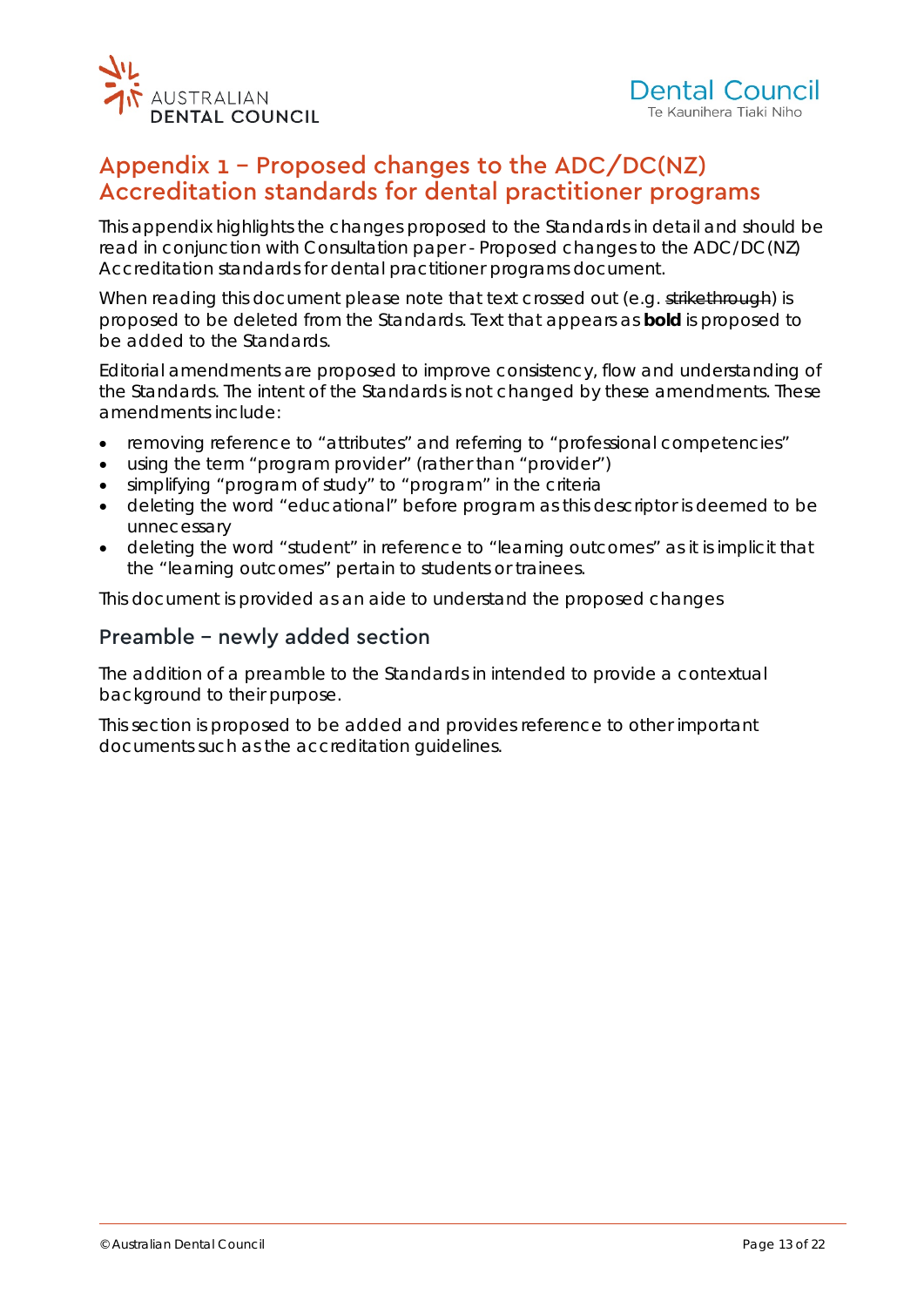# Appendix 1 – Proposed changes to the ADC/DC(NZ) Accreditation standards for dental practitioner programs

This appendix highlights the changes proposed to the Standards in detail and should be read in conjunction with Consultation paper - Proposed changes to the ADC/DC(NZ) Accreditation standards for dental practitioner programs document.

When reading this document please note that text crossed out (e.g. ~~strikethrough~~) is proposed to be deleted from the Standards. Text that appears as **bold** is proposed to be added to the Standards.

Editorial amendments are proposed to improve consistency, flow and understanding of the Standards. The intent of the Standards is not changed by these amendments. These amendments include:

- removing reference to "attributes" and referring to "professional competencies"
- using the term "program provider" (rather than "provider")
- simplifying "program of study" to "program" in the criteria
- deleting the word "educational" before program as this descriptor is deemed to be unnecessary
- deleting the word "student" in reference to "learning outcomes" as it is implicit that the "learning outcomes" pertain to students or trainees.

This document is provided as an aide to understand the proposed changes

## Preamble – newly added section

The addition of a preamble to the Standards in intended to provide a contextual background to their purpose.

This section is proposed to be added and provides reference to other important documents such as the accreditation guidelines.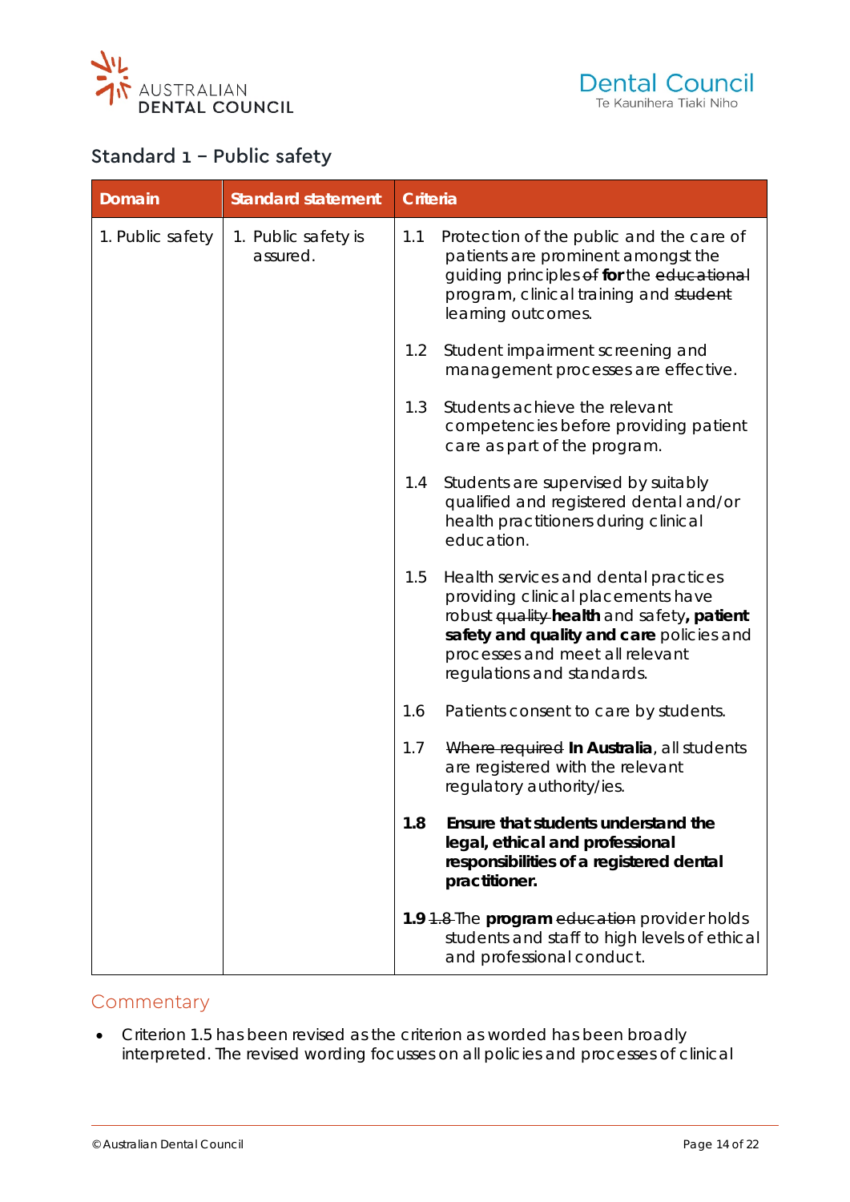## Standard 1 – Public safety

| Domain | Standard statement | Criteria |
|---|---|---|
| 1. Public safety | 1. Public safety is assured. | 1.1 Protection of the public and the care of patients are prominent amongst the guiding principles ~~of~~ **for** the ~~educational~~ program, clinical training and ~~student~~ learning outcomes. |
| | | 1.2 Student impairment screening and management processes are effective. |
| | | 1.3 Students achieve the relevant competencies before providing patient care as part of the program. |
| | | 1.4 Students are supervised by suitably qualified and registered dental and/or health practitioners during clinical education. |
| | | 1.5 Health services and dental practices providing clinical placements have robust ~~quality~~ **health** and safety**, patient safety and quality and care** policies and processes and meet all relevant regulations and standards. |
| | | 1.6 Patients consent to care by students. |
| | | 1.7 ~~Where required~~ **In Australia**, all students are registered with the relevant regulatory authority/ies. |
| | | **1.8 Ensure that students understand the legal, ethical and professional responsibilities of a registered dental practitioner.** |
| | | **1.9** ~~1.8~~ The **program** ~~education~~ provider holds students and staff to high levels of ethical and professional conduct. |

## Commentary

- Criterion 1.5 has been revised as the criterion as worded has been broadly interpreted. The revised wording focusses on all policies and processes of clinical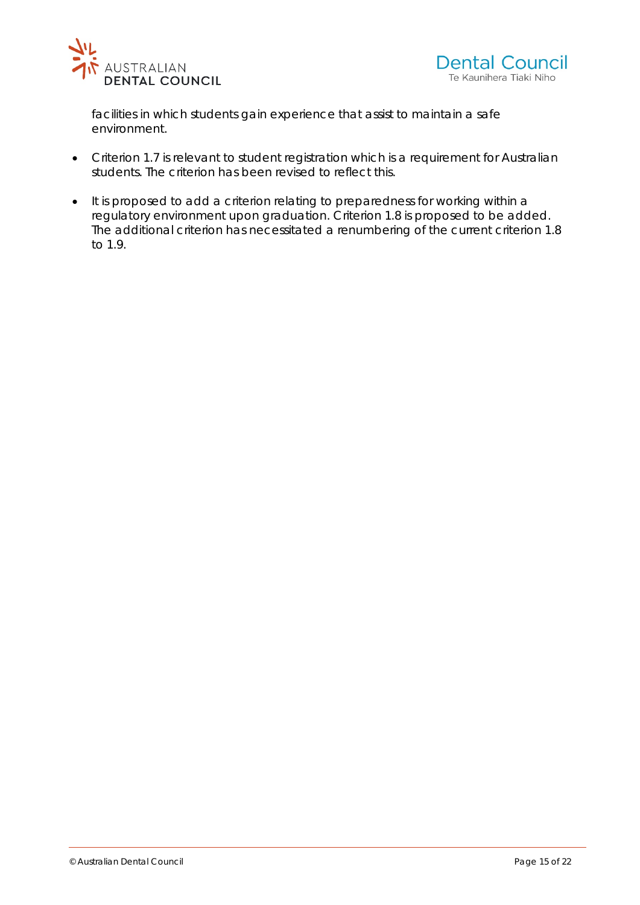facilities in which students gain experience that assist to maintain a safe environment.

- Criterion 1.7 is relevant to student registration which is a requirement for Australian students. The criterion has been revised to reflect this.
- It is proposed to add a criterion relating to preparedness for working within a regulatory environment upon graduation. Criterion 1.8 is proposed to be added. The additional criterion has necessitated a renumbering of the current criterion 1.8 to 1.9.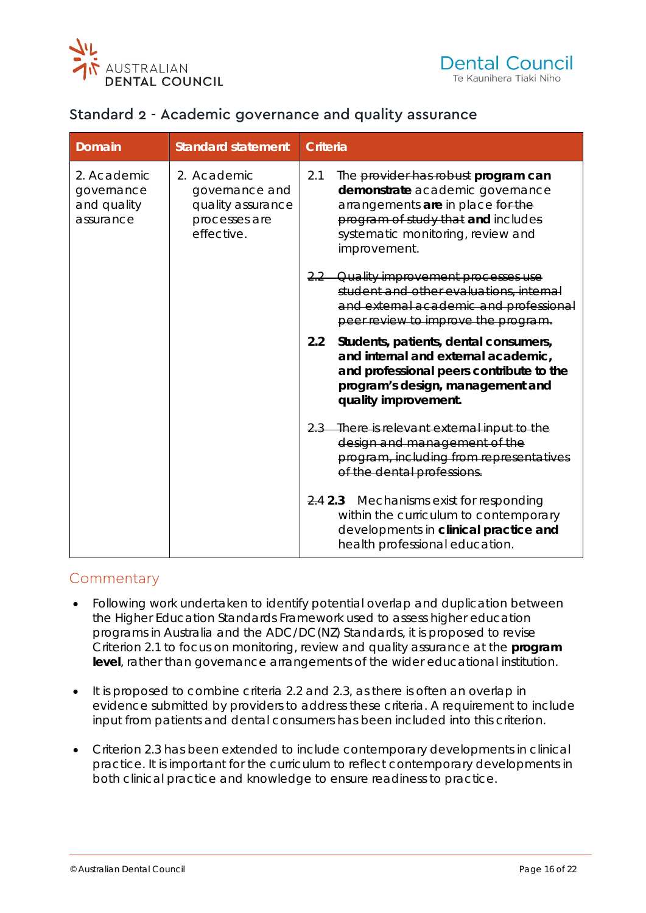## Standard 2 - Academic governance and quality assurance

| Domain | Standard statement | Criteria |
|---|---|---|
| 2. Academic governance and quality assurance | 2. Academic governance and quality assurance processes are effective. | 2.1 The ~~provider has robust~~ **program can demonstrate** academic governance arrangements **are** in place ~~for the program of study that~~ **and** includes systematic monitoring, review and improvement.<br><br>~~2.2 Quality improvement processes use student and other evaluations, internal and external academic and professional peer review to improve the program.~~<br><br>**2.2 Students, patients, dental consumers, and internal and external academic, and professional peers contribute to the program's design, management and quality improvement.**<br><br>~~2.3 There is relevant external input to the design and management of the program, including from representatives of the dental professions.~~<br><br>~~2.4~~ **2.3** Mechanisms exist for responding within the curriculum to contemporary developments in **clinical practice and** health professional education. |

## Commentary

- Following work undertaken to identify potential overlap and duplication between the Higher Education Standards Framework used to assess higher education programs in Australia and the ADC/DC(NZ) Standards, it is proposed to revise Criterion 2.1 to focus on monitoring, review and quality assurance at the **program level**, rather than governance arrangements of the wider educational institution.
- It is proposed to combine criteria 2.2 and 2.3, as there is often an overlap in evidence submitted by providers to address these criteria. A requirement to include input from patients and dental consumers has been included into this criterion.
- Criterion 2.3 has been extended to include contemporary developments in clinical practice. It is important for the curriculum to reflect contemporary developments in both clinical practice and knowledge to ensure readiness to practice.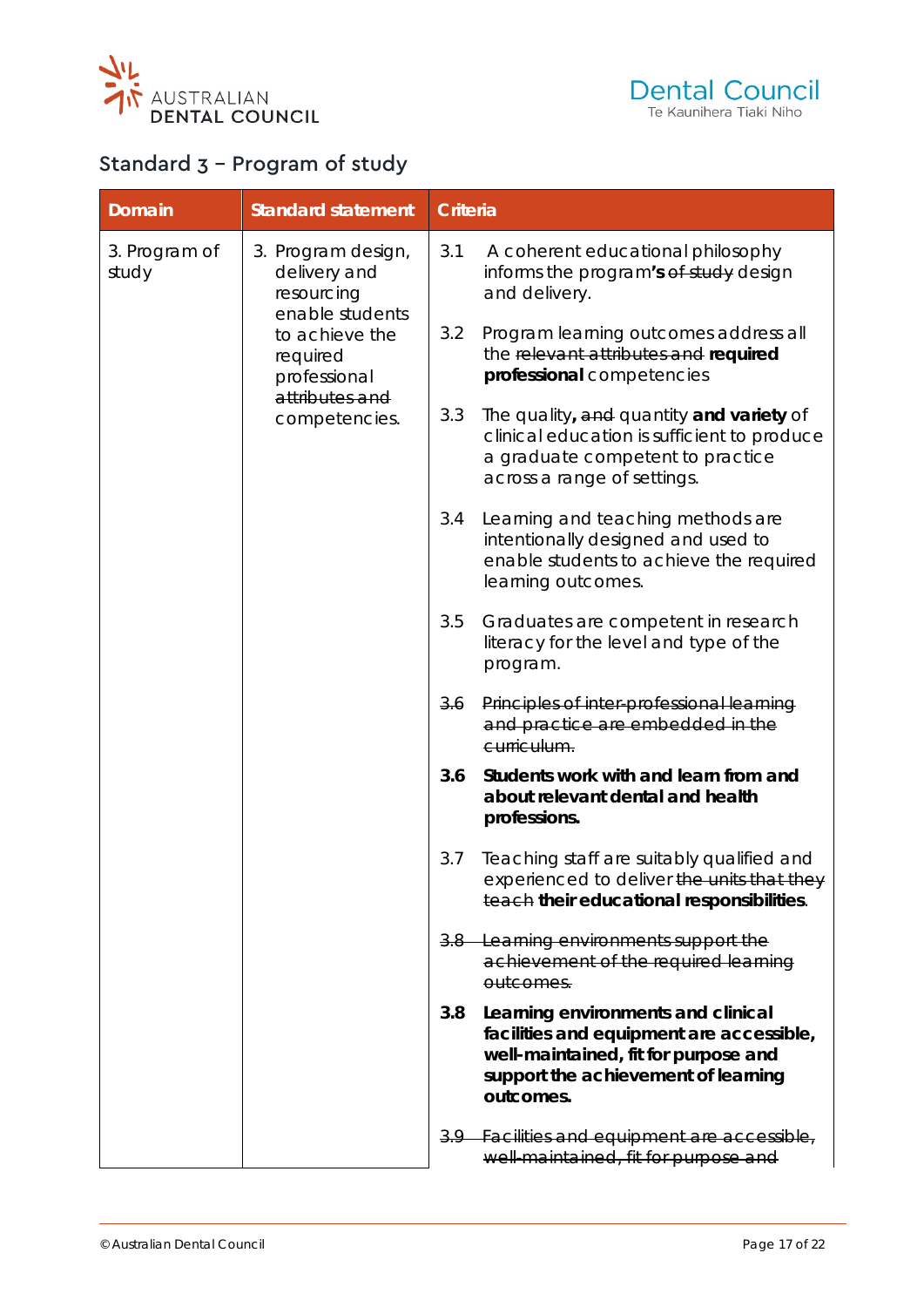## Standard 3 – Program of study

| Domain | Standard statement | Criteria |
|---|---|---|
| 3. Program of study | 3. Program design, delivery and resourcing enable students to achieve the required professional ~~attributes and~~ competencies. | 3.1 A coherent educational philosophy informs the program**'s** ~~of study~~ design and delivery.<br><br>3.2 Program learning outcomes address all the ~~relevant attributes and~~ **required professional** competencies<br><br>3.3 The quality**,** ~~and~~ quantity **and variety** of clinical education is sufficient to produce a graduate competent to practice across a range of settings.<br><br>3.4 Learning and teaching methods are intentionally designed and used to enable students to achieve the required learning outcomes.<br><br>3.5 Graduates are competent in research literacy for the level and type of the program.<br><br>~~3.6 Principles of inter-professional learning and practice are embedded in the curriculum.~~<br><br>**3.6 Students work with and learn from and about relevant dental and health professions.**<br><br>3.7 Teaching staff are suitably qualified and experienced to deliver ~~the units that they teach~~ **their educational responsibilities**.<br><br>~~3.8 Learning environments support the achievement of the required learning outcomes.~~<br><br>**3.8 Learning environments and clinical facilities and equipment are accessible, well-maintained, fit for purpose and support the achievement of learning outcomes.**<br><br>~~3.9 Facilities and equipment are accessible, well-maintained, fit for purpose and~~ |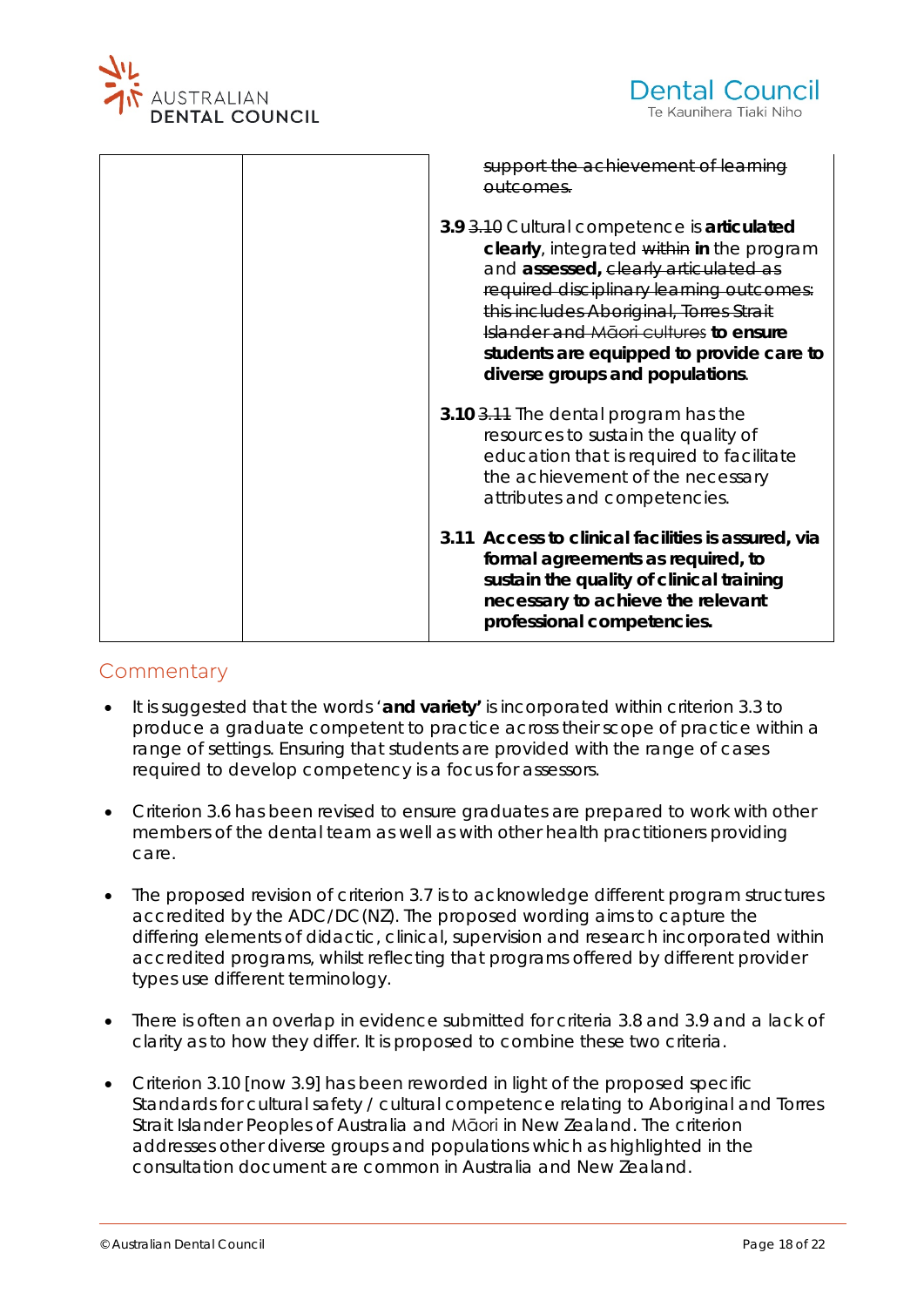| | | ~~support the achievement of learning outcomes.~~<br><br>**3.9** ~~3.10~~ Cultural competence is **articulated clearly**, integrated ~~within~~ **in** the program and **assessed,** ~~clearly articulated as required disciplinary learning outcomes: this includes Aboriginal, Torres Strait Islander and Māori cultures~~ **to ensure students are equipped to provide care to diverse groups and populations**.<br><br>**3.10** ~~3.11~~ The dental program has the resources to sustain the quality of education that is required to facilitate the achievement of the necessary attributes and competencies.<br><br>**3.11 Access to clinical facilities is assured, via formal agreements as required, to sustain the quality of clinical training necessary to achieve the relevant professional competencies.** |
|---|---|---|

## Commentary

- It is suggested that the words '**and variety'** is incorporated within criterion 3.3 to produce a graduate competent to practice across their scope of practice within a range of settings. Ensuring that students are provided with the range of cases required to develop competency is a focus for assessors.

- Criterion 3.6 has been revised to ensure graduates are prepared to work with other members of the dental team as well as with other health practitioners providing care.

- The proposed revision of criterion 3.7 is to acknowledge different program structures accredited by the ADC/DC(NZ). The proposed wording aims to capture the differing elements of didactic, clinical, supervision and research incorporated within accredited programs, whilst reflecting that programs offered by different provider types use different terminology.

- There is often an overlap in evidence submitted for criteria 3.8 and 3.9 and a lack of clarity as to how they differ. It is proposed to combine these two criteria.

- Criterion 3.10 [now 3.9] has been reworded in light of the proposed specific Standards for cultural safety / cultural competence relating to Aboriginal and Torres Strait Islander Peoples of Australia and Māori in New Zealand. The criterion addresses other diverse groups and populations which as highlighted in the consultation document are common in Australia and New Zealand.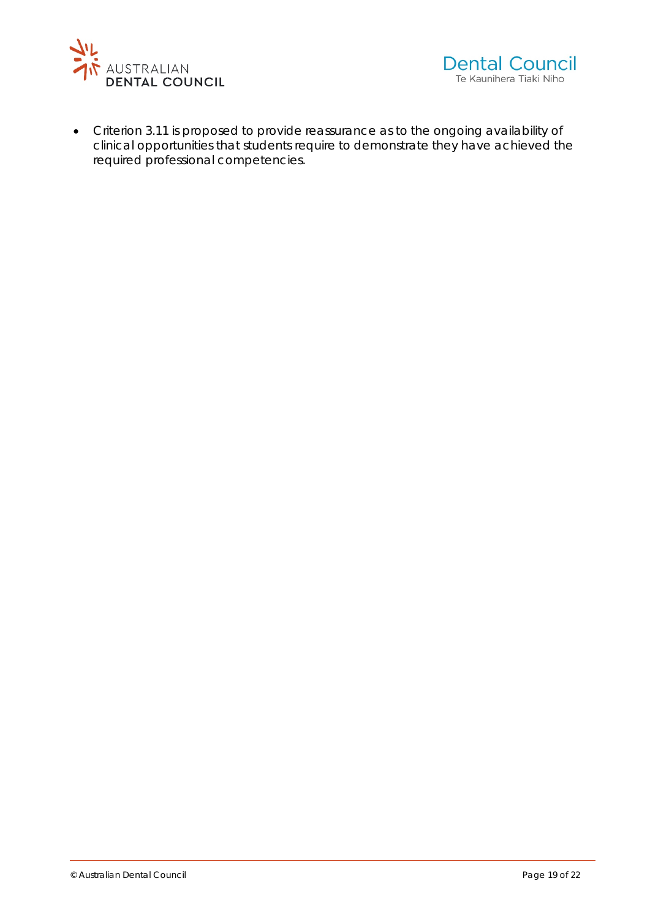- Criterion 3.11 is proposed to provide reassurance as to the ongoing availability of clinical opportunities that students require to demonstrate they have achieved the required professional competencies.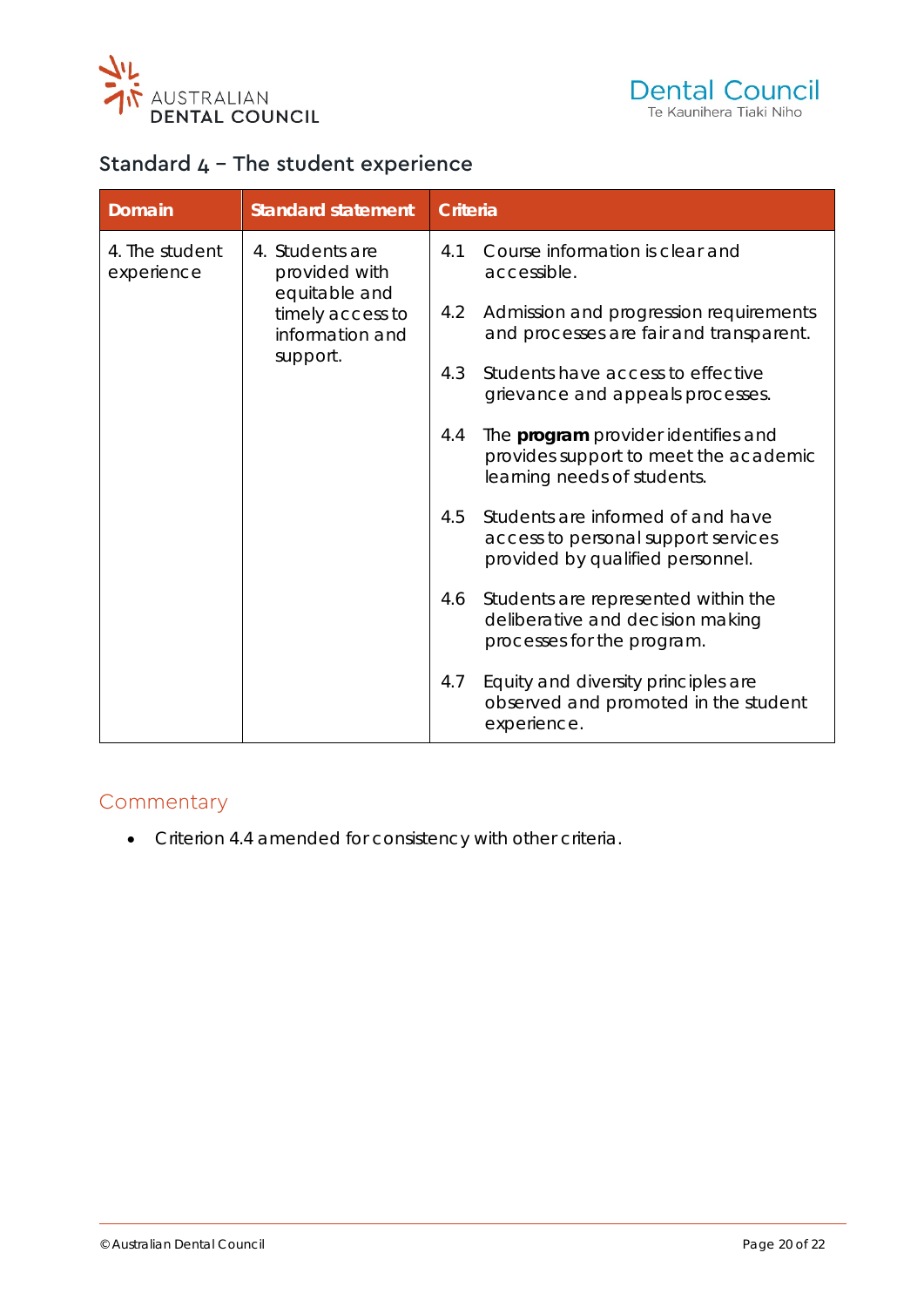## Standard 4 – The student experience

| Domain | Standard statement | Criteria |
| --- | --- | --- |
| 4. The student experience | 4. Students are provided with equitable and timely access to information and support. | 4.1 Course information is clear and accessible.<br><br>4.2 Admission and progression requirements and processes are fair and transparent.<br><br>4.3 Students have access to effective grievance and appeals processes.<br><br>4.4 The **program** provider identifies and provides support to meet the academic learning needs of students.<br><br>4.5 Students are informed of and have access to personal support services provided by qualified personnel.<br><br>4.6 Students are represented within the deliberative and decision making processes for the program.<br><br>4.7 Equity and diversity principles are observed and promoted in the student experience. |

## Commentary

- Criterion 4.4 amended for consistency with other criteria.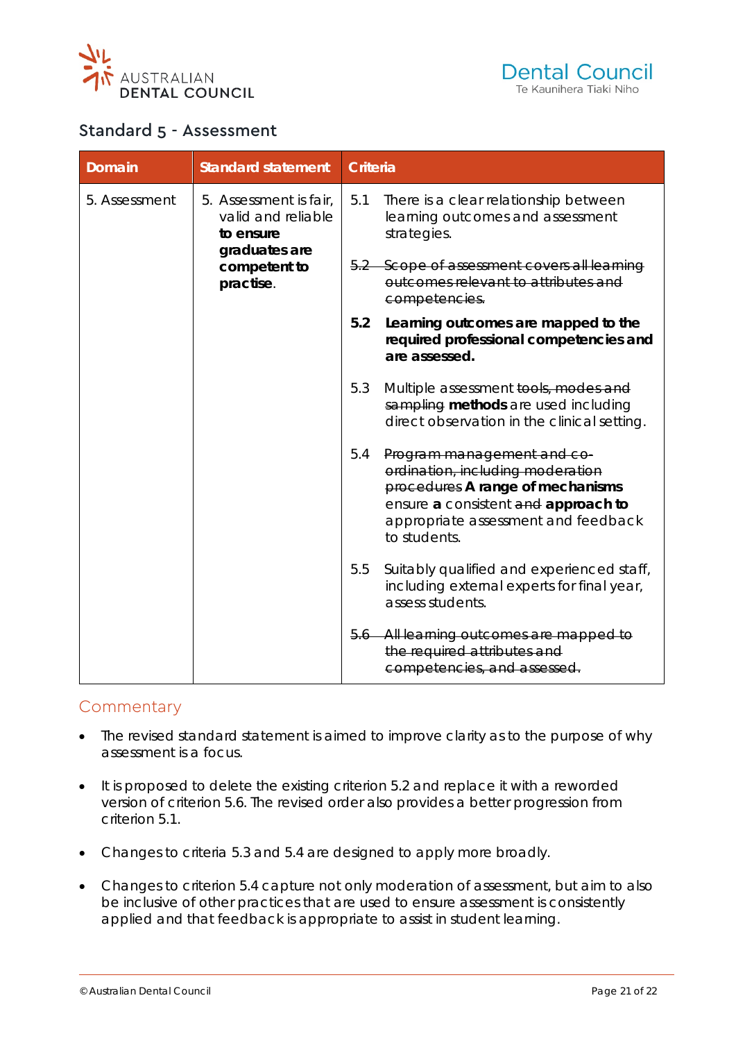## Standard 5 - Assessment

| Domain | Standard statement | Criteria |
|---|---|---|
| 5. Assessment | 5. Assessment is fair, valid and reliable **to ensure graduates are competent to practise**. | 5.1 There is a clear relationship between learning outcomes and assessment strategies.<br><br>~~5.2 Scope of assessment covers all learning outcomes relevant to attributes and competencies.~~<br><br>**5.2 Learning outcomes are mapped to the required professional competencies and are assessed.**<br><br>5.3 Multiple assessment ~~tools, modes and sampling~~ **methods** are used including direct observation in the clinical setting.<br><br>5.4 ~~Program management and co-ordination, including moderation procedures~~ **A range of mechanisms** ensure **a** consistent ~~and~~ **approach to** appropriate assessment and feedback to students.<br><br>5.5 Suitably qualified and experienced staff, including external experts for final year, assess students.<br><br>~~5.6 All learning outcomes are mapped to the required attributes and competencies, and assessed.~~ |

## Commentary

- The revised standard statement is aimed to improve clarity as to the purpose of why assessment is a focus.
- It is proposed to delete the existing criterion 5.2 and replace it with a reworded version of criterion 5.6. The revised order also provides a better progression from criterion 5.1.
- Changes to criteria 5.3 and 5.4 are designed to apply more broadly.
- Changes to criterion 5.4 capture not only moderation of assessment, but aim to also be inclusive of other practices that are used to ensure assessment is consistently applied and that feedback is appropriate to assist in student learning.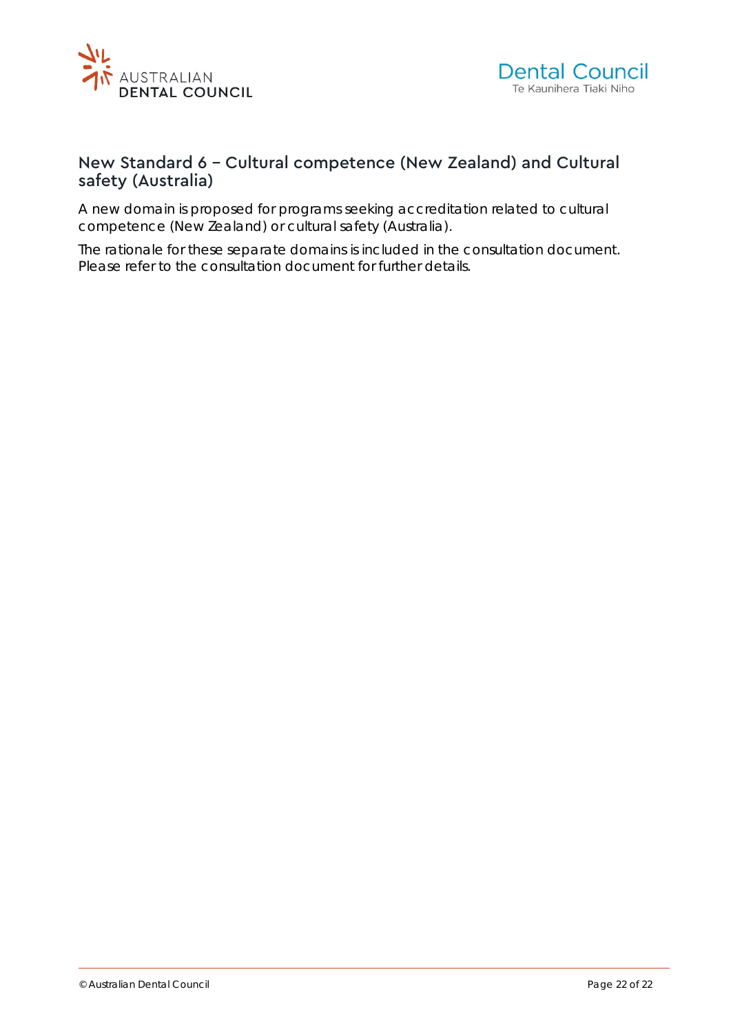## New Standard 6 – Cultural competence (New Zealand) and Cultural safety (Australia)

A new domain is proposed for programs seeking accreditation related to cultural competence (New Zealand) or cultural safety (Australia).

The rationale for these separate domains is included in the consultation document. Please refer to the consultation document for further details.